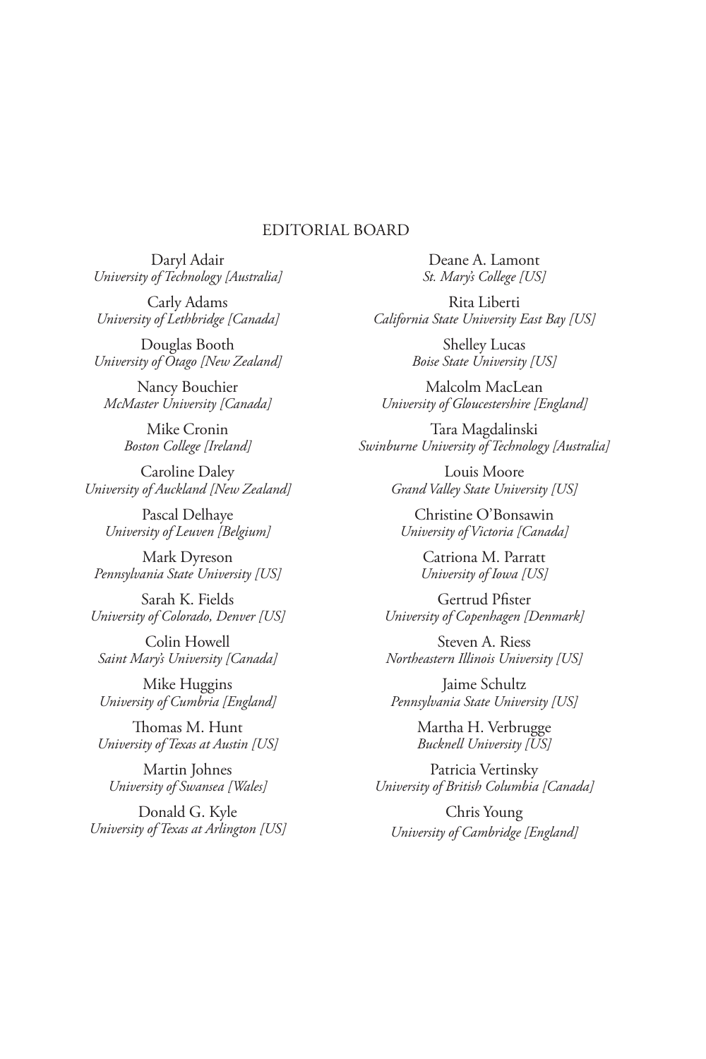## EDITORIAL BOARD

Daryl Adair
*University of Technology [Australia]*

Carly Adams
*University of Lethbridge [Canada]*

Douglas Booth
*University of Otago [New Zealand]*

Nancy Bouchier
*McMaster University [Canada]*

Mike Cronin
*Boston College [Ireland]*

Caroline Daley
*University of Auckland [New Zealand]*

Pascal Delhaye
*University of Leuven [Belgium]*

Mark Dyreson
*Pennsylvania State University [US]*

Sarah K. Fields
*University of Colorado, Denver [US]*

Colin Howell
*Saint Mary's University [Canada]*

Mike Huggins
*University of Cumbria [England]*

Thomas M. Hunt
*University of Texas at Austin [US]*

Martin Johnes
*University of Swansea [Wales]*

Donald G. Kyle
*University of Texas at Arlington [US]*

Deane A. Lamont
*St. Mary's College [US]*

Rita Liberti
*California State University East Bay [US]*

Shelley Lucas
*Boise State University [US]*

Malcolm MacLean
*University of Gloucestershire [England]*

Tara Magdalinski
*Swinburne University of Technology [Australia]*

Louis Moore
*Grand Valley State University [US]*

Christine O'Bonsawin
*University of Victoria [Canada]*

Catriona M. Parratt
*University of Iowa [US]*

Gertrud Pfister
*University of Copenhagen [Denmark]*

Steven A. Riess
*Northeastern Illinois University [US]*

Jaime Schultz
*Pennsylvania State University [US]*

Martha H. Verbrugge
*Bucknell University [US]*

Patricia Vertinsky
*University of British Columbia [Canada]*

Chris Young
*University of Cambridge [England]*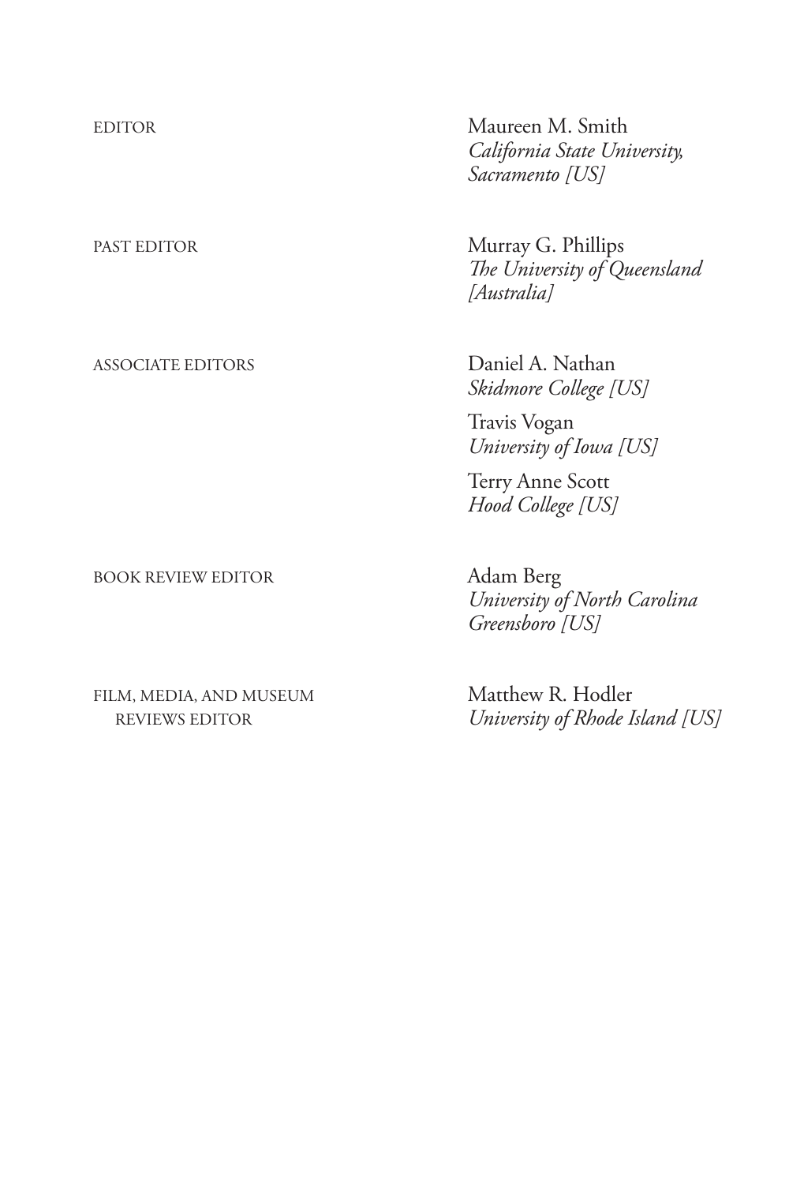EDITOR

Maureen M. Smith
*California State University, Sacramento [US]*

PAST EDITOR

Murray G. Phillips
*The University of Queensland [Australia]*

ASSOCIATE EDITORS

Daniel A. Nathan
*Skidmore College [US]*

Travis Vogan
*University of Iowa [US]*

Terry Anne Scott
*Hood College [US]*

BOOK REVIEW EDITOR

Adam Berg
*University of North Carolina Greensboro [US]*

FILM, MEDIA, AND MUSEUM REVIEWS EDITOR

Matthew R. Hodler
*University of Rhode Island [US]*